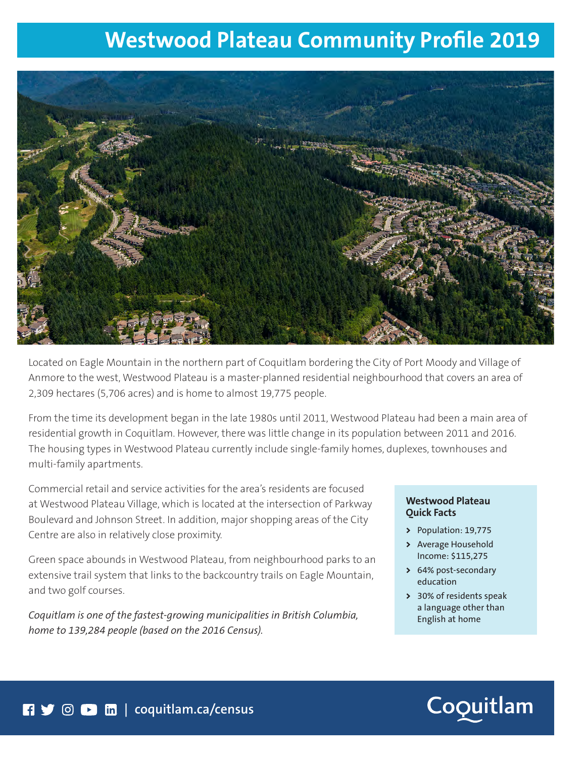# Westwood Plateau Community Profile 2019

Located on Eagle Mountain in the northern part of Coquitlam bordering the City of Port Moody and Village of Anmore to the west, Westwood Plateau is a master-planned residential neighbourhood that covers an area of 2,309 hectares (5,706 acres) and is home to almost 19,775 people.

From the time its development began in the late 1980s until 2011, Westwood Plateau had been a main area of residential growth in Coquitlam. However, there was little change in its population between 2011 and 2016. The housing types in Westwood Plateau currently include single-family homes, duplexes, townhouses and multi-family apartments.

Commercial retail and service activities for the area's residents are focused at Westwood Plateau Village, which is located at the intersection of Parkway Boulevard and Johnson Street. In addition, major shopping areas of the City Centre are also in relatively close proximity.

Green space abounds in Westwood Plateau, from neighbourhood parks to an extensive trail system that links to the backcountry trails on Eagle Mountain, and two golf courses.

*Coquitlam is one of the fastest-growing municipalities in British Columbia, home to 139,284 people (based on the 2016 Census).*

**Westwood Plateau Quick Facts**

- Population: 19,775
- Average Household Income: $115,275
- 64% post-secondary education
- 30% of residents speak a language other than English at home

coquitlam.ca/census

Coquitlam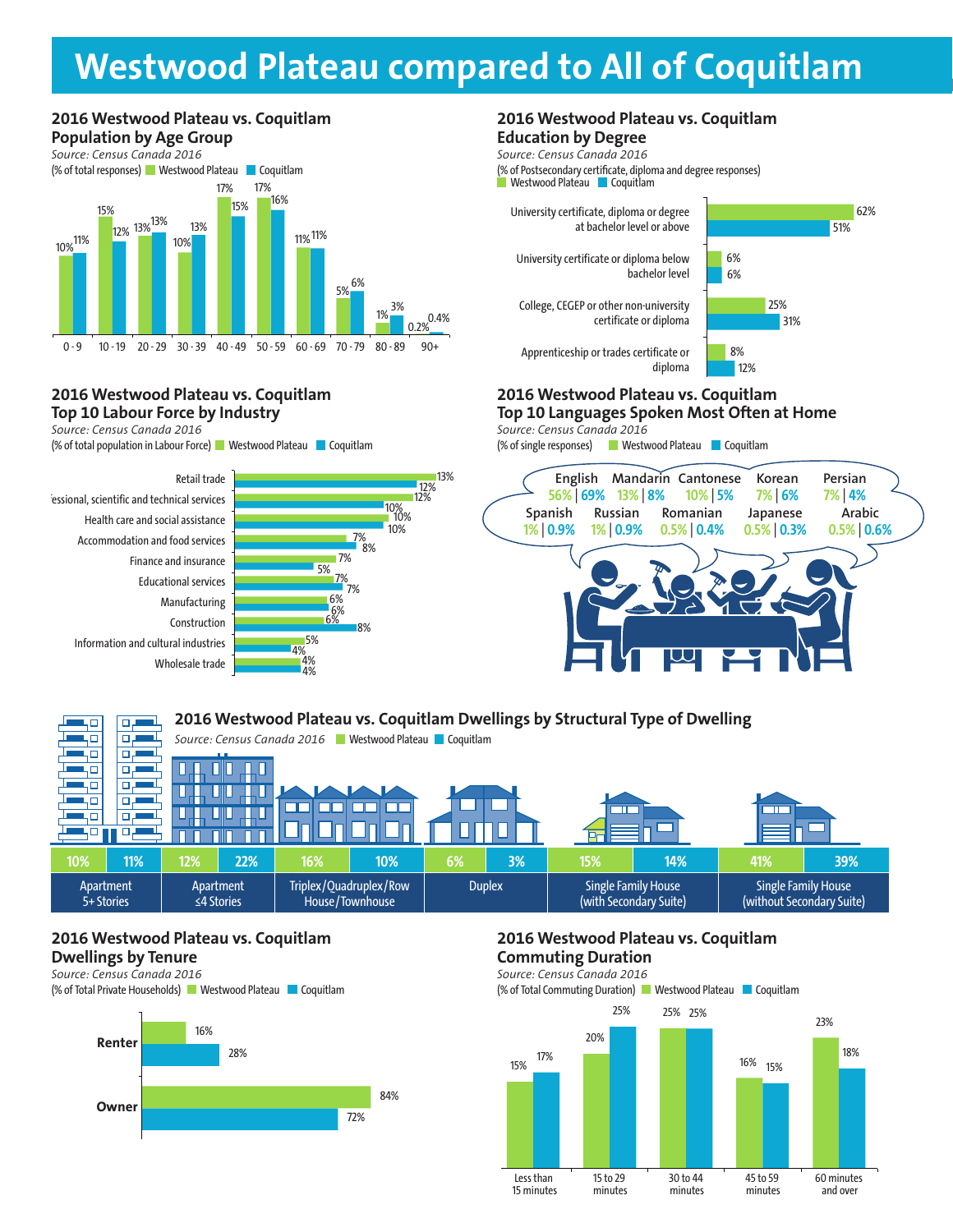# Westwood Plateau compared to All of Coquitlam

## 2016 Westwood Plateau vs. Coquitlam Population by Age Group

*Source: Census Canada 2016*

(% of total responses) Westwood Plateau | Coquitlam

| Age Group | Westwood Plateau | Coquitlam |
|---|---|---|
| 0 - 9 | 10% | 11% |
| 10 - 19 | 15% | 12% |
| 20 - 29 | 13% | 13% |
| 30 - 39 | 10% | 13% |
| 40 - 49 | 17% | 15% |
| 50 - 59 | 17% | 16% |
| 60 - 69 | 11% | 11% |
| 70 - 79 | 5% | 6% |
| 80 - 89 | 1% | 3% |
| 90+ | 0.2% | 0.4% |

## 2016 Westwood Plateau vs. Coquitlam Education by Degree

*Source: Census Canada 2016*

(% of Postsecondary certificate, diploma and degree responses) Westwood Plateau | Coquitlam

| Degree | Westwood Plateau | Coquitlam |
|---|---|---|
| University certificate, diploma or degree at bachelor level or above | 62% | 51% |
| University certificate or diploma below bachelor level | 6% | 6% |
| College, CEGEP or other non-university certificate or diploma | 25% | 31% |
| Apprenticeship or trades certificate or diploma | 8% | 12% |

## 2016 Westwood Plateau vs. Coquitlam Top 10 Labour Force by Industry

*Source: Census Canada 2016*

(% of total population in Labour Force) Westwood Plateau | Coquitlam

| Industry | Westwood Plateau | Coquitlam |
|---|---|---|
| Retail trade | 13% | 12% |
| Professional, scientific and technical services | 12% | 10% |
| Health care and social assistance | 10% | 10% |
| Accommodation and food services | 7% | 8% |
| Finance and insurance | 7% | 5% |
| Educational services | 7% | 7% |
| Manufacturing | 6% | 6% |
| Construction | 6% | 8% |
| Information and cultural industries | 5% | 4% |
| Wholesale trade | 4% | 4% |

## 2016 Westwood Plateau vs. Coquitlam Top 10 Languages Spoken Most Often at Home

*Source: Census Canada 2016*

(% of single responses) Westwood Plateau | Coquitlam

| Language | Westwood Plateau | Coquitlam |
|---|---|---|
| English | 56% | 69% |
| Mandarin | 13% | 8% |
| Cantonese | 10% | 5% |
| Korean | 7% | 6% |
| Persian | 7% | 4% |
| Spanish | 1% | 0.9% |
| Russian | 1% | 0.9% |
| Romanian | 0.5% | 0.4% |
| Japanese | 0.5% | 0.3% |
| Arabic | 0.5% | 0.6% |

## 2016 Westwood Plateau vs. Coquitlam Dwellings by Structural Type of Dwelling

*Source: Census Canada 2016* Westwood Plateau | Coquitlam

| Dwelling Type | Westwood Plateau | Coquitlam |
|---|---|---|
| Apartment 5+ Stories | 10% | 11% |
| Apartment ≤4 Stories | 12% | 22% |
| Triplex/Quadruplex/Row House/Townhouse | 16% | 10% |
| Duplex | 6% | 3% |
| Single Family House (with Secondary Suite) | 15% | 14% |
| Single Family House (without Secondary Suite) | 41% | 39% |

## 2016 Westwood Plateau vs. Coquitlam Dwellings by Tenure

*Source: Census Canada 2016*

(% of Total Private Households) Westwood Plateau | Coquitlam

| Tenure | Westwood Plateau | Coquitlam |
|---|---|---|
| Renter | 16% | 28% |
| Owner | 84% | 72% |

## 2016 Westwood Plateau vs. Coquitlam Commuting Duration

*Source: Census Canada 2016*

(% of Total Commuting Duration) Westwood Plateau | Coquitlam

| Duration | Westwood Plateau | Coquitlam |
|---|---|---|
| Less than 15 minutes | 15% | 17% |
| 15 to 29 minutes | 20% | 25% |
| 30 to 44 minutes | 25% | 25% |
| 45 to 59 minutes | 16% | 15% |
| 60 minutes and over | 23% | 18% |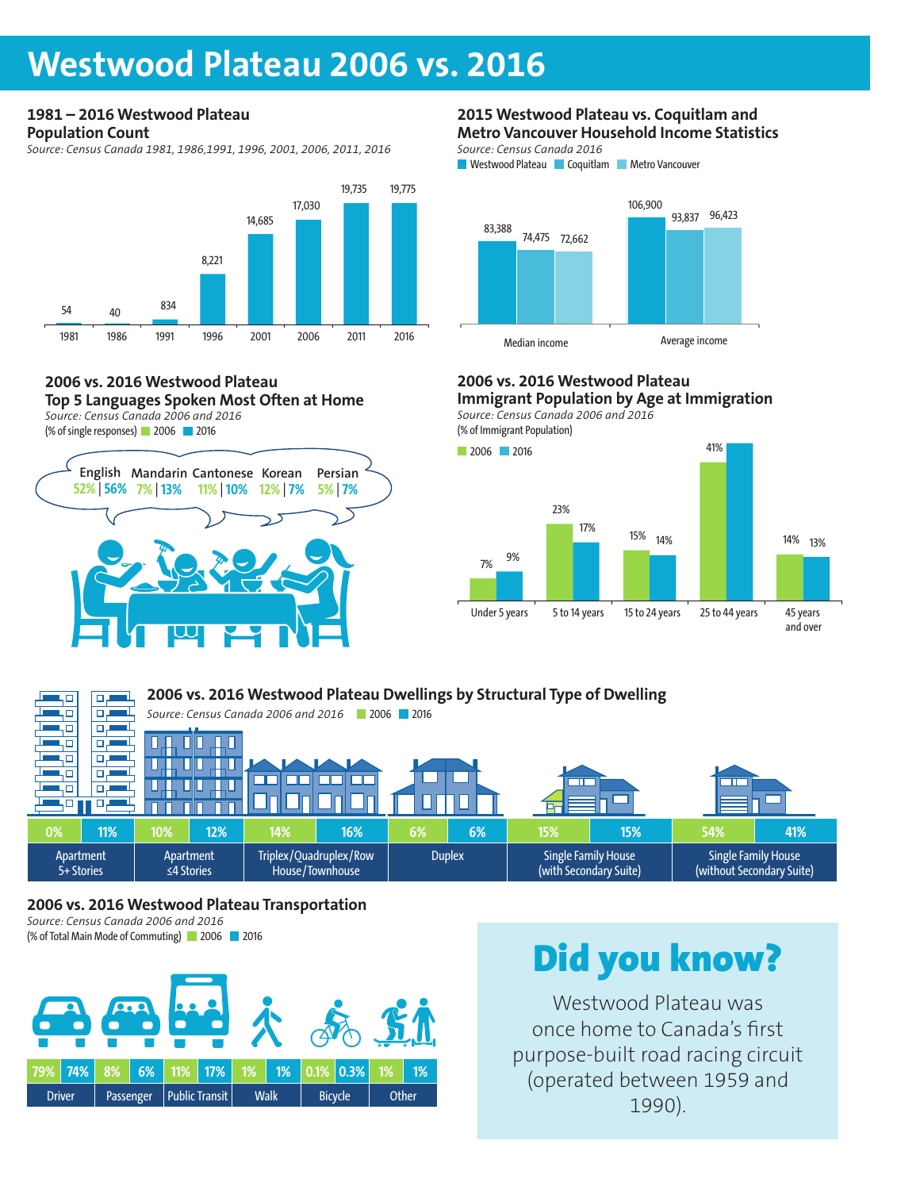# Westwood Plateau 2006 vs. 2016

## 1981 – 2016 Westwood Plateau Population Count

*Source: Census Canada 1981, 1986,1991, 1996, 2001, 2006, 2011, 2016*

| Year | Population |
|---|---|
| 1981 | 54 |
| 1986 | 40 |
| 1991 | 834 |
| 1996 | 8,221 |
| 2001 | 14,685 |
| 2006 | 17,030 |
| 2011 | 19,735 |
| 2016 | 19,775 |

## 2015 Westwood Plateau vs. Coquitlam and Metro Vancouver Household Income Statistics

*Source: Census Canada 2016*

| | Westwood Plateau | Coquitlam | Metro Vancouver |
|---|---|---|---|
| Median income | 83,388 | 74,475 | 72,662 |
| Average income | 106,900 | 93,837 | 96,423 |

## 2006 vs. 2016 Westwood Plateau Top 5 Languages Spoken Most Often at Home

*Source: Census Canada 2006 and 2016*

(% of single responses)

| Language | 2006 | 2016 |
|---|---|---|
| English | 52% | 56% |
| Mandarin | 7% | 13% |
| Cantonese | 11% | 10% |
| Korean | 12% | 7% |
| Persian | 5% | 7% |

## 2006 vs. 2016 Westwood Plateau Immigrant Population by Age at Immigration

*Source: Census Canada 2006 and 2016*

(% of Immigrant Population)

| Age at Immigration | 2006 | 2016 |
|---|---|---|
| Under 5 years | 7% | 9% |
| 5 to 14 years | 23% | 17% |
| 15 to 24 years | 15% | 14% |
| 25 to 44 years | 41% | |
| 45 years and over | 14% | 13% |

## 2006 vs. 2016 Westwood Plateau Dwellings by Structural Type of Dwelling

*Source: Census Canada 2006 and 2016*

| Dwelling Type | 2006 | 2016 |
|---|---|---|
| Apartment 5+ Stories | 0% | 11% |
| Apartment ≤4 Stories | 10% | 12% |
| Triplex/Quadruplex/Row House/Townhouse | 14% | 16% |
| Duplex | 6% | 6% |
| Single Family House (with Secondary Suite) | 15% | 15% |
| Single Family House (without Secondary Suite) | 54% | 41% |

## 2006 vs. 2016 Westwood Plateau Transportation

*Source: Census Canada 2006 and 2016*

(% of Total Main Mode of Commuting)

| Mode | 2006 | 2016 |
|---|---|---|
| Driver | 79% | 74% |
| Passenger | 8% | 6% |
| Public Transit | 11% | 17% |
| Walk | 1% | 1% |
| Bicycle | 0.1% | 0.3% |
| Other | 1% | 1% |

## Did you know?

Westwood Plateau was once home to Canada's first purpose-built road racing circuit (operated between 1959 and 1990).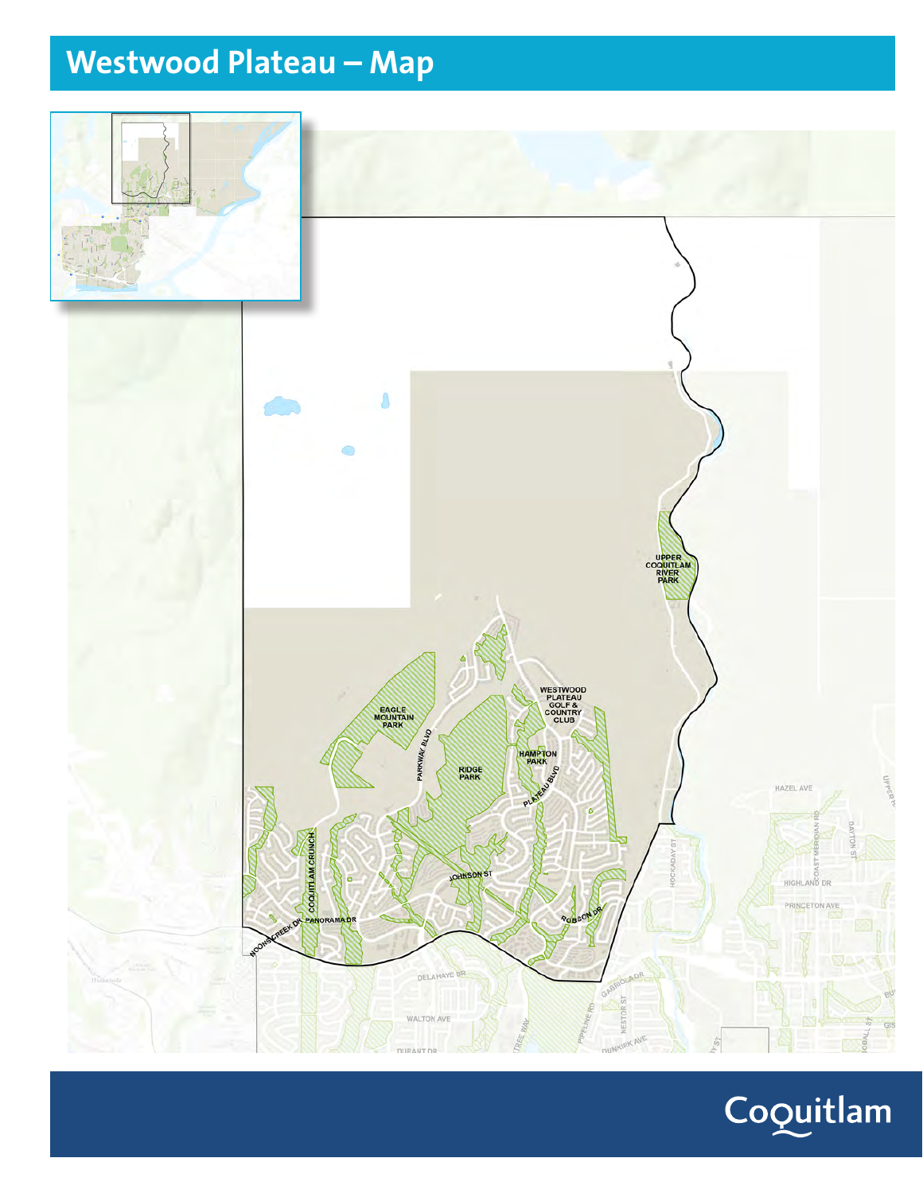# Westwood Plateau – Map

UPPER COQUITLAM RIVER PARK

WESTWOOD PLATEAU GOLF & COUNTRY CLUB

EAGLE MOUNTAIN PARK

PARKWAY BLVD

RIDGE PARK

HAMPTON PARK

PLATEAU BLVD

HAZEL AVE

COQUITLAM CRUNCH

JOHNSON ST

HIGHLAND DR

PRINCETON AVE

NOONS CREEK DR

PANORAMA DR

ROBSON DR

HOCKADAY ST

COAST MERIDIAN RD

DAYTON ST

DELAHAYE DR

GABRIOLA DR

WALTON AVE

PIPELINE RD

NESTOR ST

DUNKIRK AVE

DURANT DR

Coquitlam